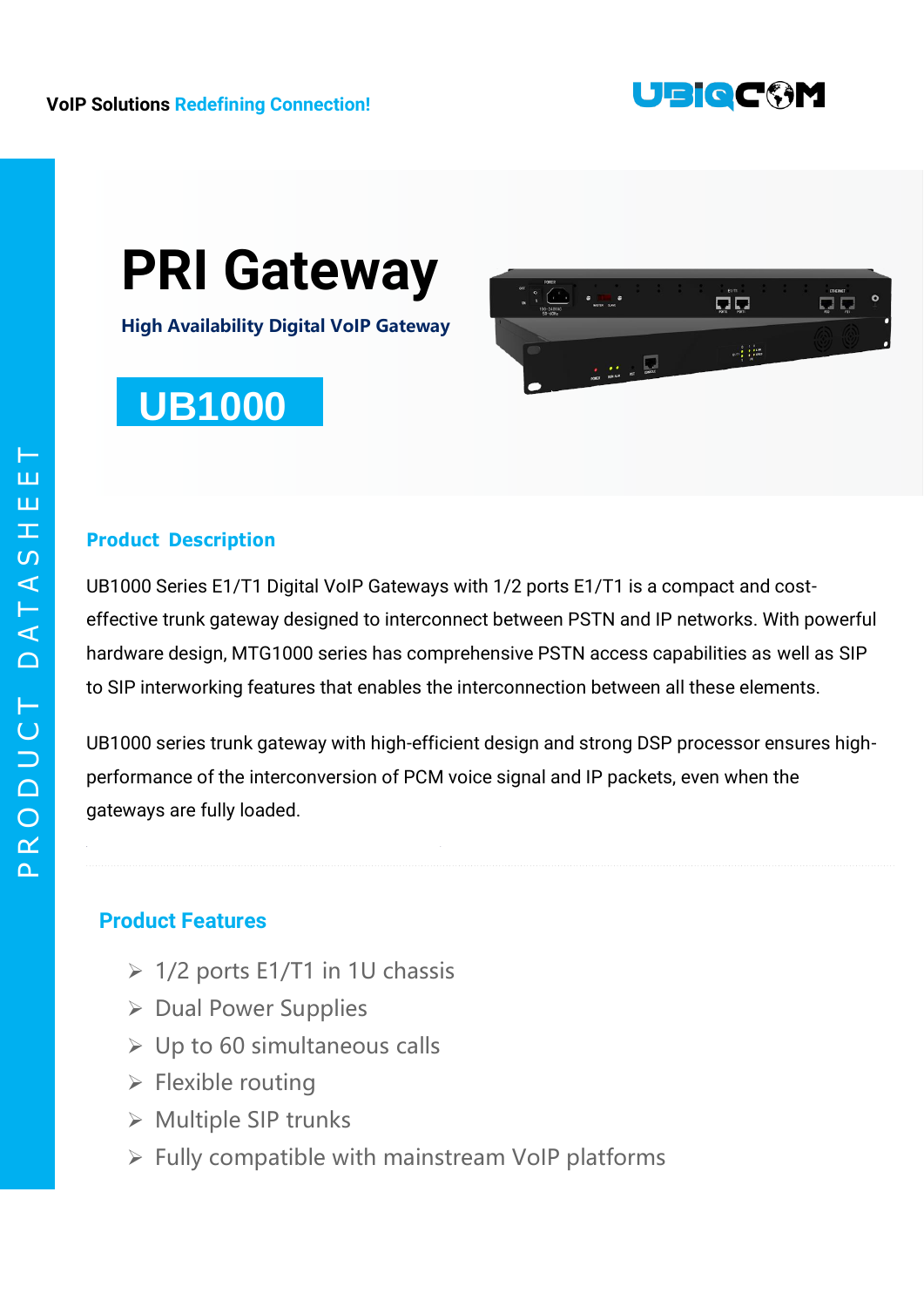VoIP Solutions Redefining Connection!

UBIQCOM

PRODUCT DATASHEET

# PRI Gateway

**High Availability Digital VoIP Gateway**

## UB1000

## Product Description

UB1000 Series E1/T1 Digital VoIP Gateways with 1/2 ports E1/T1 is a compact and cost-effective trunk gateway designed to interconnect between PSTN and IP networks. With powerful hardware design, MTG1000 series has comprehensive PSTN access capabilities as well as SIP to SIP interworking features that enables the interconnection between all these elements.

UB1000 series trunk gateway with high-efficient design and strong DSP processor ensures high-performance of the interconversion of PCM voice signal and IP packets, even when the gateways are fully loaded.

## Product Features

- 1/2 ports E1/T1 in 1U chassis
- Dual Power Supplies
- Up to 60 simultaneous calls
- Flexible routing
- Multiple SIP trunks
- Fully compatible with mainstream VoIP platforms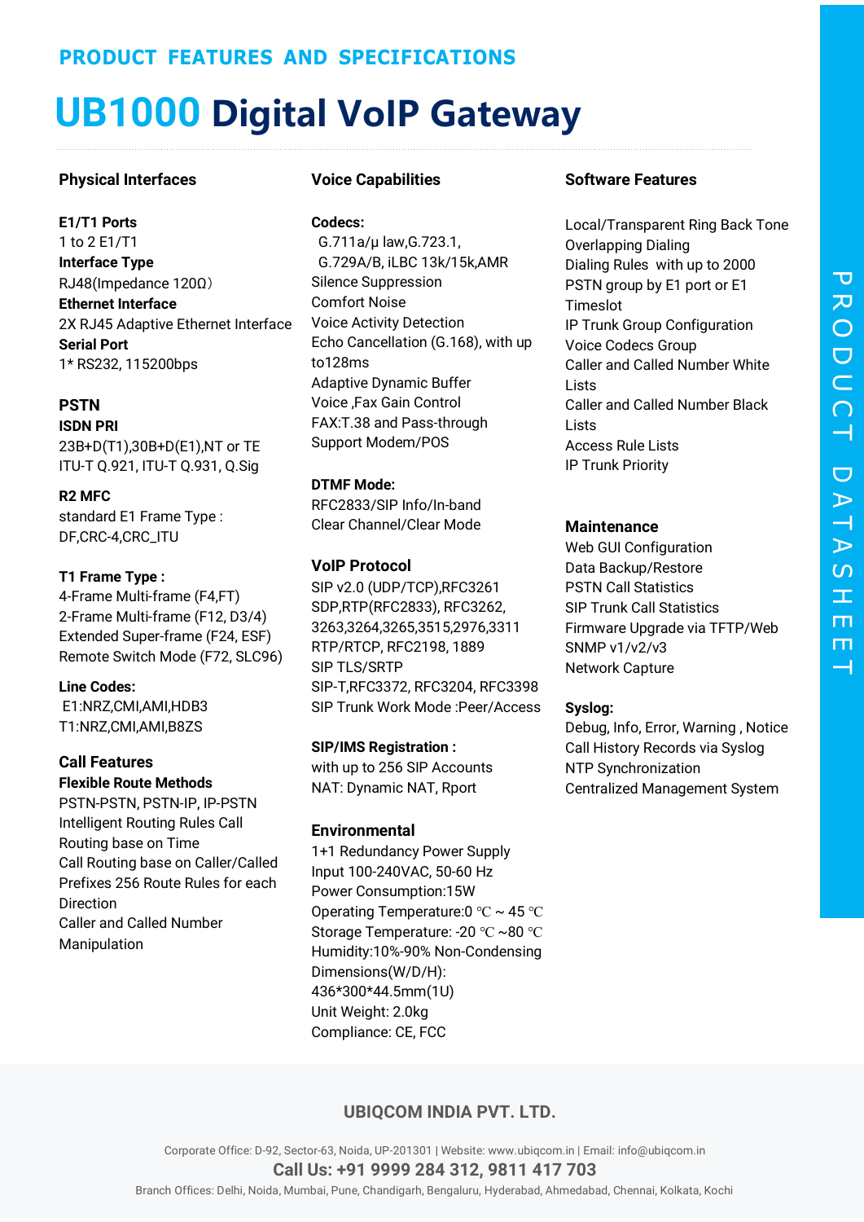PRODUCT FEATURES AND SPECIFICATIONS

# UB1000 Digital VoIP Gateway

## Physical Interfaces

**E1/T1 Ports**
1 to 2 E1/T1
**Interface Type**
RJ48(Impedance 120Ω)
**Ethernet Interface**
2X RJ45 Adaptive Ethernet Interface
**Serial Port**
1* RS232, 115200bps

## PSTN

**ISDN PRI**
23B+D(T1),30B+D(E1),NT or TE
ITU-T Q.921, ITU-T Q.931, Q.Sig

**R2 MFC**
standard E1 Frame Type :
DF,CRC-4,CRC_ITU

**T1 Frame Type :**
4-Frame Multi-frame (F4,FT)
2-Frame Multi-frame (F12, D3/4)
Extended Super-frame (F24, ESF)
Remote Switch Mode (F72, SLC96)

**Line Codes:**
E1:NRZ,CMI,AMI,HDB3
T1:NRZ,CMI,AMI,B8ZS

## Call Features

**Flexible Route Methods**
PSTN-PSTN, PSTN-IP, IP-PSTN
Intelligent Routing Rules Call Routing base on Time
Call Routing base on Caller/Called Prefixes 256 Route Rules for each Direction
Caller and Called Number Manipulation

## Voice Capabilities

**Codecs:**
G.711a/μ law,G.723.1,
G.729A/B, iLBC 13k/15k,AMR
Silence Suppression
Comfort Noise
Voice Activity Detection
Echo Cancellation (G.168), with up to128ms
Adaptive Dynamic Buffer
Voice ,Fax Gain Control
FAX:T.38 and Pass-through
Support Modem/POS

**DTMF Mode:**
RFC2833/SIP Info/In-band
Clear Channel/Clear Mode

## VoIP Protocol

SIP v2.0 (UDP/TCP),RFC3261
SDP,RTP(RFC2833), RFC3262, 3263,3264,3265,3515,2976,3311
RTP/RTCP, RFC2198, 1889
SIP TLS/SRTP
SIP-T,RFC3372, RFC3204, RFC3398
SIP Trunk Work Mode :Peer/Access

**SIP/IMS Registration :**
with up to 256 SIP Accounts
NAT: Dynamic NAT, Rport

## Environmental

1+1 Redundancy Power Supply
Input 100-240VAC, 50-60 Hz
Power Consumption:15W
Operating Temperature:0 ℃ ~ 45 ℃
Storage Temperature: -20 ℃ ~80 ℃
Humidity:10%-90% Non-Condensing
Dimensions(W/D/H):
436*300*44.5mm(1U)
Unit Weight: 2.0kg
Compliance: CE, FCC

## Software Features

Local/Transparent Ring Back Tone
Overlapping Dialing
Dialing Rules with up to 2000
PSTN group by E1 port or E1 Timeslot
IP Trunk Group Configuration
Voice Codecs Group
Caller and Called Number White Lists
Caller and Called Number Black Lists
Access Rule Lists
IP Trunk Priority

## Maintenance

Web GUI Configuration
Data Backup/Restore
PSTN Call Statistics
SIP Trunk Call Statistics
Firmware Upgrade via TFTP/Web
SNMP v1/v2/v3
Network Capture

**Syslog:**
Debug, Info, Error, Warning , Notice
Call History Records via Syslog
NTP Synchronization
Centralized Management System

PRODUCT DATASHEET

**UBIQCOM INDIA PVT. LTD.**

Corporate Office: D-92, Sector-63, Noida, UP-201301 | Website: www.ubiqcom.in | Email: info@ubiqcom.in

**Call Us: +91 9999 284 312, 9811 417 703**

Branch Offices: Delhi, Noida, Mumbai, Pune, Chandigarh, Bengaluru, Hyderabad, Ahmedabad, Chennai, Kolkata, Kochi